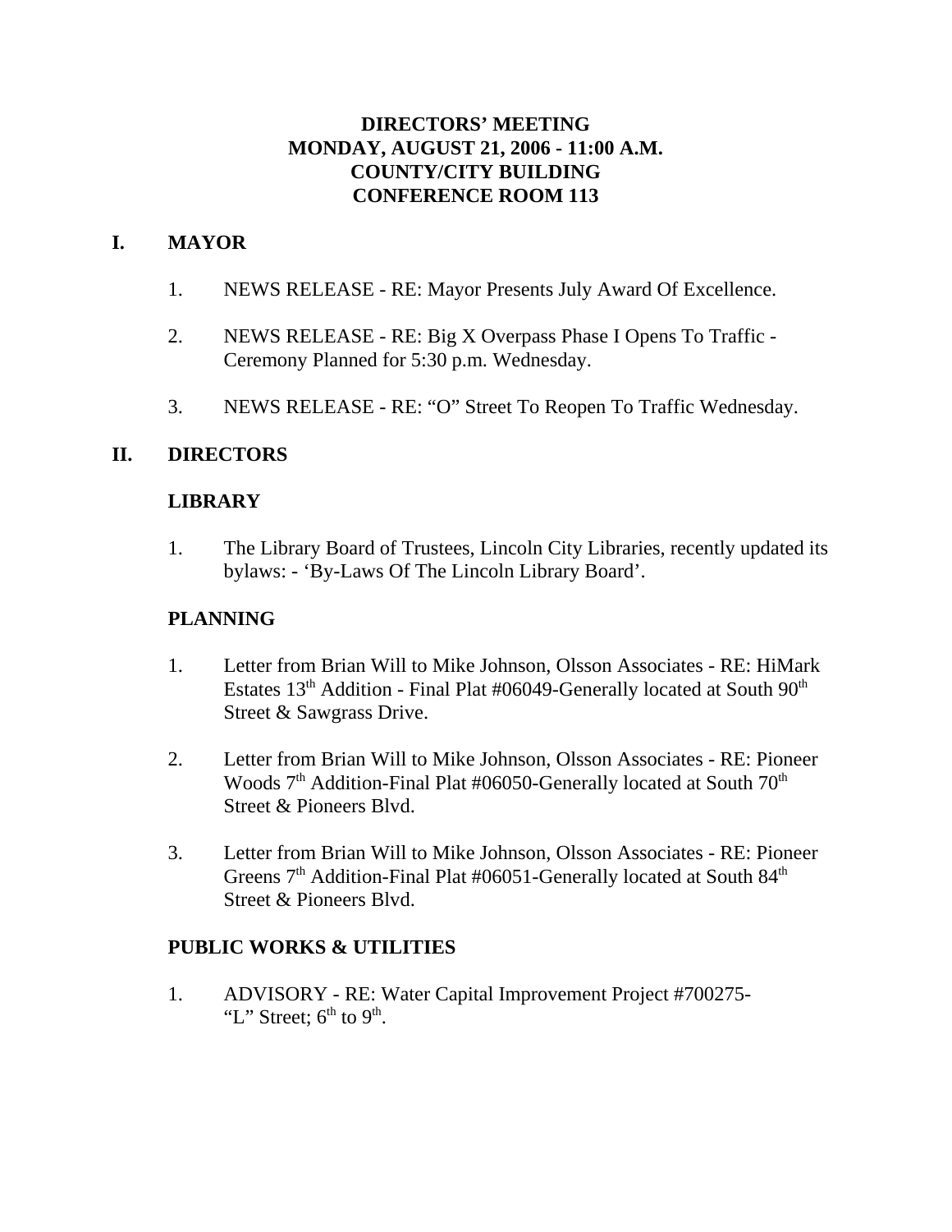# DIRECTORS' MEETING
# MONDAY, AUGUST 21, 2006 - 11:00 A.M.
# COUNTY/CITY BUILDING
# CONFERENCE ROOM 113

## I. MAYOR

1. NEWS RELEASE - RE: Mayor Presents July Award Of Excellence.
2. NEWS RELEASE - RE: Big X Overpass Phase I Opens To Traffic - Ceremony Planned for 5:30 p.m. Wednesday.
3. NEWS RELEASE - RE: "O" Street To Reopen To Traffic Wednesday.

## II. DIRECTORS

### LIBRARY

1. The Library Board of Trustees, Lincoln City Libraries, recently updated its bylaws: - 'By-Laws Of The Lincoln Library Board'.

### PLANNING

1. Letter from Brian Will to Mike Johnson, Olsson Associates - RE: HiMark Estates 13th Addition - Final Plat #06049-Generally located at South 90th Street & Sawgrass Drive.
2. Letter from Brian Will to Mike Johnson, Olsson Associates - RE: Pioneer Woods 7th Addition-Final Plat #06050-Generally located at South 70th Street & Pioneers Blvd.
3. Letter from Brian Will to Mike Johnson, Olsson Associates - RE: Pioneer Greens 7th Addition-Final Plat #06051-Generally located at South 84th Street & Pioneers Blvd.

### PUBLIC WORKS & UTILITIES

1. ADVISORY - RE: Water Capital Improvement Project #700275- "L" Street; 6th to 9th.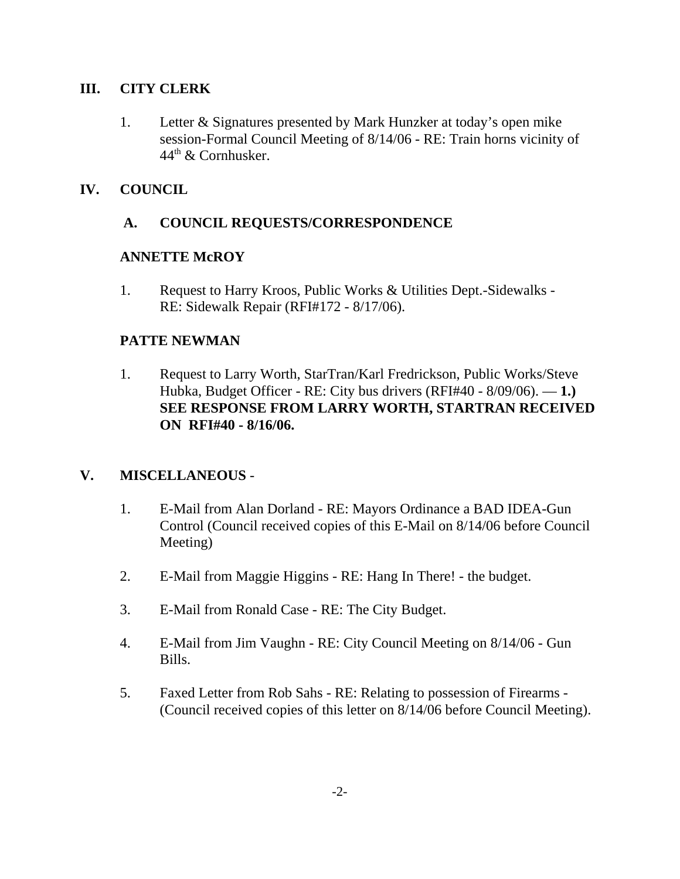## III. CITY CLERK

1. Letter & Signatures presented by Mark Hunzker at today's open mike session-Formal Council Meeting of 8/14/06 - RE: Train horns vicinity of 44th & Cornhusker.

## IV. COUNCIL

### A. COUNCIL REQUESTS/CORRESPONDENCE

**ANNETTE McROY**

1. Request to Harry Kroos, Public Works & Utilities Dept.-Sidewalks - RE: Sidewalk Repair (RFI#172 - 8/17/06).

**PATTE NEWMAN**

1. Request to Larry Worth, StarTran/Karl Fredrickson, Public Works/Steve Hubka, Budget Officer - RE: City bus drivers (RFI#40 - 8/09/06). — **1.) SEE RESPONSE FROM LARRY WORTH, STARTRAN RECEIVED ON RFI#40 - 8/16/06.**

## V. MISCELLANEOUS -

1. E-Mail from Alan Dorland - RE: Mayors Ordinance a BAD IDEA-Gun Control (Council received copies of this E-Mail on 8/14/06 before Council Meeting)

2. E-Mail from Maggie Higgins - RE: Hang In There! - the budget.

3. E-Mail from Ronald Case - RE: The City Budget.

4. E-Mail from Jim Vaughn - RE: City Council Meeting on 8/14/06 - Gun Bills.

5. Faxed Letter from Rob Sahs - RE: Relating to possession of Firearms - (Council received copies of this letter on 8/14/06 before Council Meeting).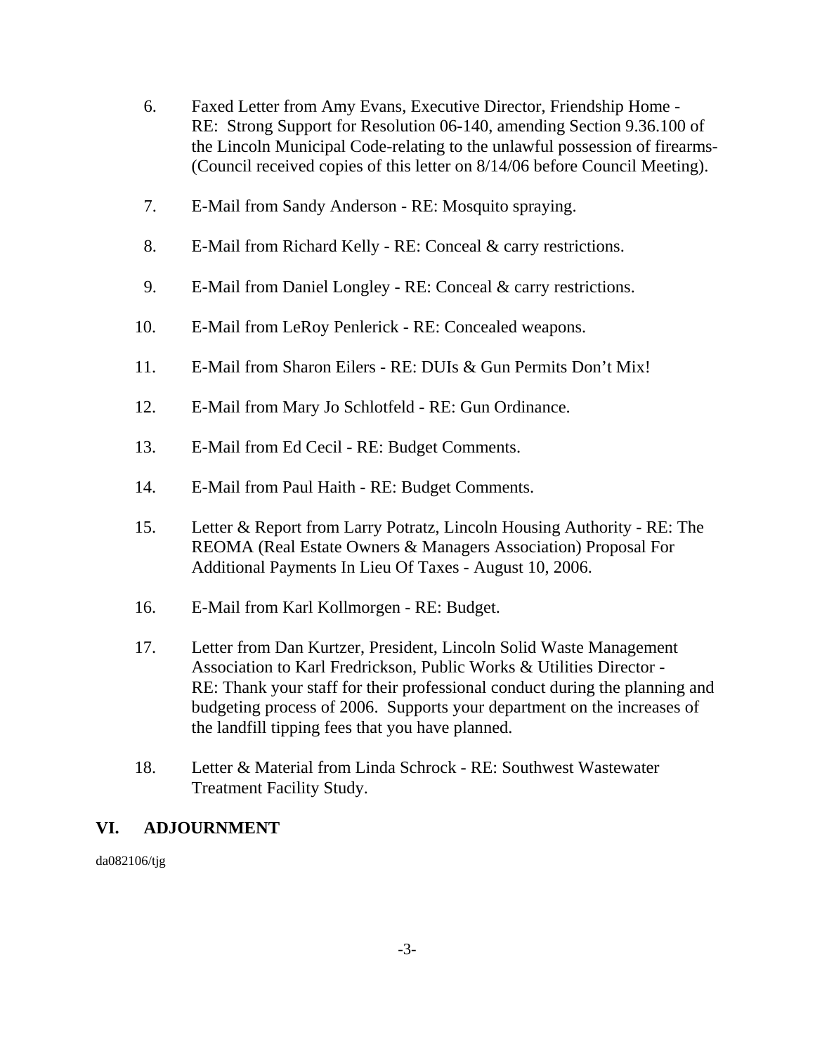6. Faxed Letter from Amy Evans, Executive Director, Friendship Home - RE: Strong Support for Resolution 06-140, amending Section 9.36.100 of the Lincoln Municipal Code-relating to the unlawful possession of firearms- (Council received copies of this letter on 8/14/06 before Council Meeting).

7. E-Mail from Sandy Anderson - RE: Mosquito spraying.

8. E-Mail from Richard Kelly - RE: Conceal & carry restrictions.

9. E-Mail from Daniel Longley - RE: Conceal & carry restrictions.

10. E-Mail from LeRoy Penlerick - RE: Concealed weapons.

11. E-Mail from Sharon Eilers - RE: DUIs & Gun Permits Don't Mix!

12. E-Mail from Mary Jo Schlotfeld - RE: Gun Ordinance.

13. E-Mail from Ed Cecil - RE: Budget Comments.

14. E-Mail from Paul Haith - RE: Budget Comments.

15. Letter & Report from Larry Potratz, Lincoln Housing Authority - RE: The REOMA (Real Estate Owners & Managers Association) Proposal For Additional Payments In Lieu Of Taxes - August 10, 2006.

16. E-Mail from Karl Kollmorgen - RE: Budget.

17. Letter from Dan Kurtzer, President, Lincoln Solid Waste Management Association to Karl Fredrickson, Public Works & Utilities Director - RE: Thank your staff for their professional conduct during the planning and budgeting process of 2006. Supports your department on the increases of the landfill tipping fees that you have planned.

18. Letter & Material from Linda Schrock - RE: Southwest Wastewater Treatment Facility Study.

## VI. ADJOURNMENT

da082106/tjg